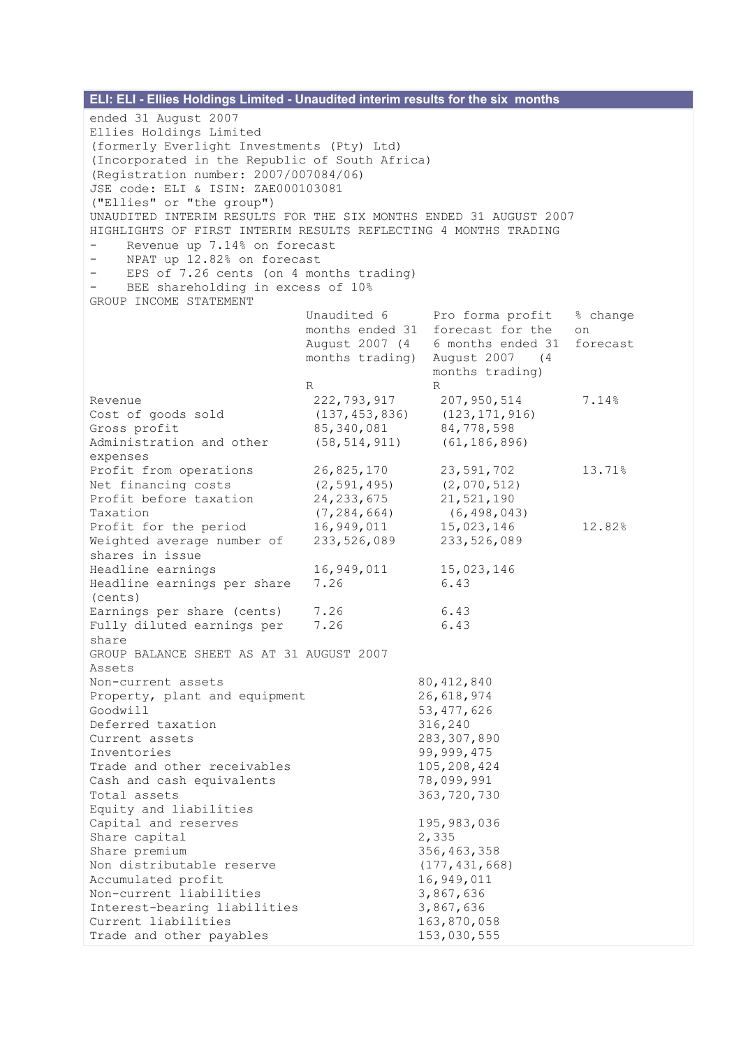## ELI: ELI - Ellies Holdings Limited - Unaudited interim results for the six months

ended 31 August 2007
Ellies Holdings Limited
(formerly Everlight Investments (Pty) Ltd)
(Incorporated in the Republic of South Africa)
(Registration number: 2007/007084/06)
JSE code: ELI & ISIN: ZAE000103081
("Ellies" or "the group")

UNAUDITED INTERIM RESULTS FOR THE SIX MONTHS ENDED 31 AUGUST 2007

HIGHLIGHTS OF FIRST INTERIM RESULTS REFLECTING 4 MONTHS TRADING

- Revenue up 7.14% on forecast
- NPAT up 12.82% on forecast
- EPS of 7.26 cents (on 4 months trading)
- BEE shareholding in excess of 10%

GROUP INCOME STATEMENT

| | Unaudited 6 months ended 31 August 2007 (4 months trading) | Pro forma profit forecast for the 6 months ended 31 August 2007 (4 months trading) | % change on forecast |
|---|---|---|---|
| | R | R | |
| Revenue | 222,793,917 | 207,950,514 | 7.14% |
| Cost of goods sold | (137,453,836) | (123,171,916) | |
| Gross profit | 85,340,081 | 84,778,598 | |
| Administration and other expenses | (58,514,911) | (61,186,896) | |
| Profit from operations | 26,825,170 | 23,591,702 | 13.71% |
| Net financing costs | (2,591,495) | (2,070,512) | |
| Profit before taxation | 24,233,675 | 21,521,190 | |
| Taxation | (7,284,664) | (6,498,043) | |
| Profit for the period | 16,949,011 | 15,023,146 | 12.82% |
| Weighted average number of shares in issue | 233,526,089 | 233,526,089 | |
| Headline earnings | 16,949,011 | 15,023,146 | |
| Headline earnings per share (cents) | 7.26 | 6.43 | |
| Earnings per share (cents) | 7.26 | 6.43 | |
| Fully diluted earnings per share | 7.26 | 6.43 | |

GROUP BALANCE SHEET AS AT 31 AUGUST 2007

| | |
|---|---|
| Assets | |
| Non-current assets | 80,412,840 |
| Property, plant and equipment | 26,618,974 |
| Goodwill | 53,477,626 |
| Deferred taxation | 316,240 |
| Current assets | 283,307,890 |
| Inventories | 99,999,475 |
| Trade and other receivables | 105,208,424 |
| Cash and cash equivalents | 78,099,991 |
| Total assets | 363,720,730 |
| Equity and liabilities | |
| Capital and reserves | 195,983,036 |
| Share capital | 2,335 |
| Share premium | 356,463,358 |
| Non distributable reserve | (177,431,668) |
| Accumulated profit | 16,949,011 |
| Non-current liabilities | 3,867,636 |
| Interest-bearing liabilities | 3,867,636 |
| Current liabilities | 163,870,058 |
| Trade and other payables | 153,030,555 |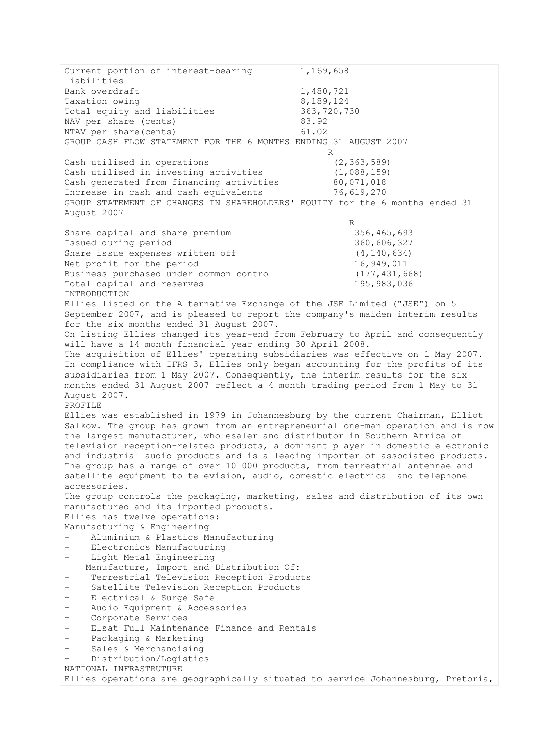| | |
|---|---|
| Current portion of interest-bearing liabilities | 1,169,658 |
| Bank overdraft | 1,480,721 |
| Taxation owing | 8,189,124 |
| Total equity and liabilities | 363,720,730 |
| NAV per share (cents) | 83.92 |
| NTAV per share(cents) | 61.02 |

GROUP CASH FLOW STATEMENT FOR THE 6 MONTHS ENDING 31 AUGUST 2007

| | R |
|---|---|
| Cash utilised in operations | (2,363,589) |
| Cash utilised in investing activities | (1,088,159) |
| Cash generated from financing activities | 80,071,018 |
| Increase in cash and cash equivalents | 76,619,270 |

GROUP STATEMENT OF CHANGES IN SHAREHOLDERS' EQUITY for the 6 months ended 31 August 2007

| | R |
|---|---|
| Share capital and share premium | 356,465,693 |
| Issued during period | 360,606,327 |
| Share issue expenses written off | (4,140,634) |
| Net profit for the period | 16,949,011 |
| Business purchased under common control | (177,431,668) |
| Total capital and reserves | 195,983,036 |

INTRODUCTION

Ellies listed on the Alternative Exchange of the JSE Limited ("JSE") on 5 September 2007, and is pleased to report the company's maiden interim results for the six months ended 31 August 2007.

On listing Ellies changed its year-end from February to April and consequently will have a 14 month financial year ending 30 April 2008.

The acquisition of Ellies' operating subsidiaries was effective on 1 May 2007. In compliance with IFRS 3, Ellies only began accounting for the profits of its subsidiaries from 1 May 2007. Consequently, the interim results for the six months ended 31 August 2007 reflect a 4 month trading period from 1 May to 31 August 2007.

PROFILE

Ellies was established in 1979 in Johannesburg by the current Chairman, Elliot Salkow. The group has grown from an entrepreneurial one-man operation and is now the largest manufacturer, wholesaler and distributor in Southern Africa of television reception-related products, a dominant player in domestic electronic and industrial audio products and is a leading importer of associated products. The group has a range of over 10 000 products, from terrestrial antennae and satellite equipment to television, audio, domestic electrical and telephone accessories.

The group controls the packaging, marketing, sales and distribution of its own manufactured and its imported products.

Ellies has twelve operations:

Manufacturing & Engineering

- Aluminium & Plastics Manufacturing
- Electronics Manufacturing
- Light Metal Engineering

Manufacture, Import and Distribution Of:

- Terrestrial Television Reception Products
- Satellite Television Reception Products
- Electrical & Surge Safe
- Audio Equipment & Accessories
- Corporate Services
- Elsat Full Maintenance Finance and Rentals
- Packaging & Marketing
- Sales & Merchandising
- Distribution/Logistics

NATIONAL INFRASTRUTURE

Ellies operations are geographically situated to service Johannesburg, Pretoria,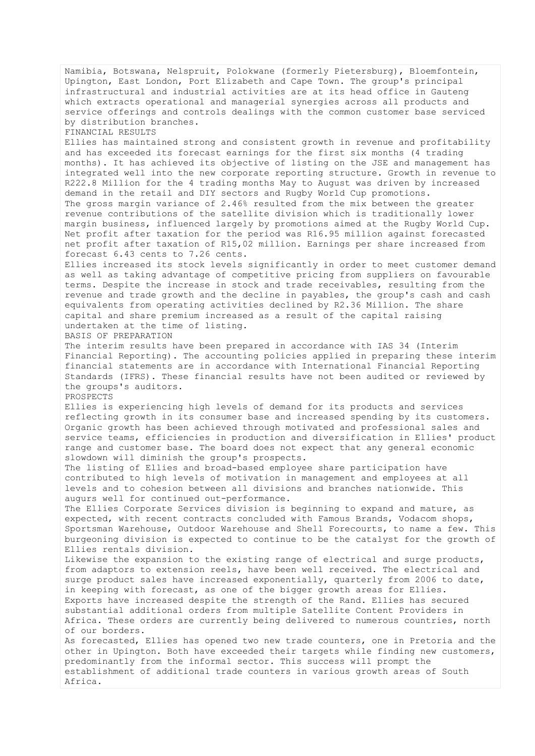Namibia, Botswana, Nelspruit, Polokwane (formerly Pietersburg), Bloemfontein, Upington, East London, Port Elizabeth and Cape Town. The group's principal infrastructural and industrial activities are at its head office in Gauteng which extracts operational and managerial synergies across all products and service offerings and controls dealings with the common customer base serviced by distribution branches.

## FINANCIAL RESULTS

Ellies has maintained strong and consistent growth in revenue and profitability and has exceeded its forecast earnings for the first six months (4 trading months). It has achieved its objective of listing on the JSE and management has integrated well into the new corporate reporting structure. Growth in revenue to R222.8 Million for the 4 trading months May to August was driven by increased demand in the retail and DIY sectors and Rugby World Cup promotions.

The gross margin variance of 2.46% resulted from the mix between the greater revenue contributions of the satellite division which is traditionally lower margin business, influenced largely by promotions aimed at the Rugby World Cup. Net profit after taxation for the period was R16.95 million against forecasted net profit after taxation of R15,02 million. Earnings per share increased from forecast 6.43 cents to 7.26 cents.

Ellies increased its stock levels significantly in order to meet customer demand as well as taking advantage of competitive pricing from suppliers on favourable terms. Despite the increase in stock and trade receivables, resulting from the revenue and trade growth and the decline in payables, the group's cash and cash equivalents from operating activities declined by R2.36 Million. The share capital and share premium increased as a result of the capital raising undertaken at the time of listing.

## BASIS OF PREPARATION

The interim results have been prepared in accordance with IAS 34 (Interim Financial Reporting). The accounting policies applied in preparing these interim financial statements are in accordance with International Financial Reporting Standards (IFRS). These financial results have not been audited or reviewed by the groups's auditors.

## PROSPECTS

Ellies is experiencing high levels of demand for its products and services reflecting growth in its consumer base and increased spending by its customers. Organic growth has been achieved through motivated and professional sales and service teams, efficiencies in production and diversification in Ellies' product range and customer base. The board does not expect that any general economic slowdown will diminish the group's prospects.

The listing of Ellies and broad-based employee share participation have contributed to high levels of motivation in management and employees at all levels and to cohesion between all divisions and branches nationwide. This augurs well for continued out-performance.

The Ellies Corporate Services division is beginning to expand and mature, as expected, with recent contracts concluded with Famous Brands, Vodacom shops, Sportsman Warehouse, Outdoor Warehouse and Shell Forecourts, to name a few. This burgeoning division is expected to continue to be the catalyst for the growth of Ellies rentals division.

Likewise the expansion to the existing range of electrical and surge products, from adaptors to extension reels, have been well received. The electrical and surge product sales have increased exponentially, quarterly from 2006 to date, in keeping with forecast, as one of the bigger growth areas for Ellies.

Exports have increased despite the strength of the Rand. Ellies has secured substantial additional orders from multiple Satellite Content Providers in Africa. These orders are currently being delivered to numerous countries, north of our borders.

As forecasted, Ellies has opened two new trade counters, one in Pretoria and the other in Upington. Both have exceeded their targets while finding new customers, predominantly from the informal sector. This success will prompt the establishment of additional trade counters in various growth areas of South Africa.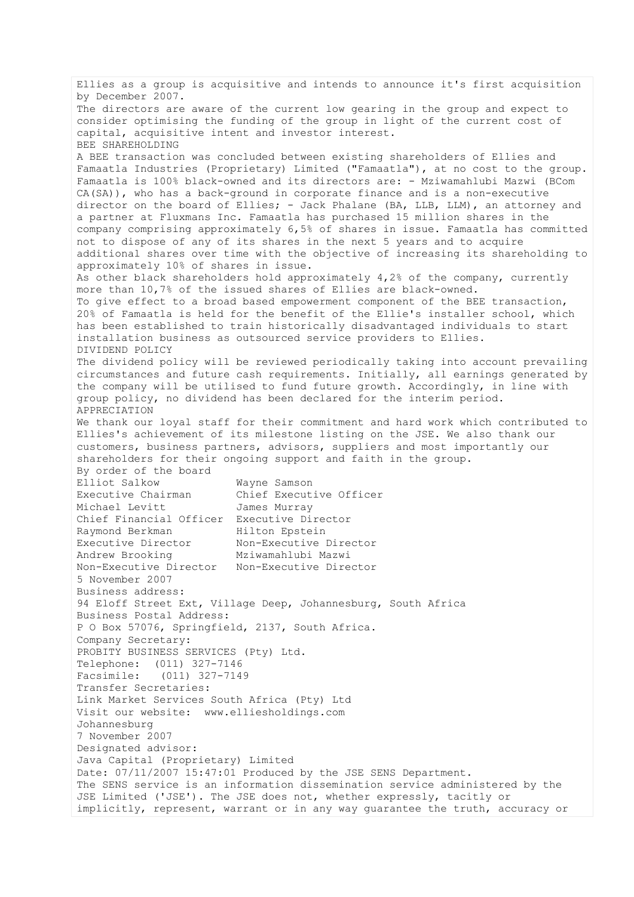Ellies as a group is acquisitive and intends to announce it's first acquisition by December 2007.

The directors are aware of the current low gearing in the group and expect to consider optimising the funding of the group in light of the current cost of capital, acquisitive intent and investor interest.

## BEE SHAREHOLDING

A BEE transaction was concluded between existing shareholders of Ellies and Famaatla Industries (Proprietary) Limited ("Famaatla"), at no cost to the group. Famaatla is 100% black-owned and its directors are: - Mziwamahlubi Mazwi (BCom CA(SA)), who has a back-ground in corporate finance and is a non-executive director on the board of Ellies; - Jack Phalane (BA, LLB, LLM), an attorney and a partner at Fluxmans Inc. Famaatla has purchased 15 million shares in the company comprising approximately 6,5% of shares in issue. Famaatla has committed not to dispose of any of its shares in the next 5 years and to acquire additional shares over time with the objective of increasing its shareholding to approximately 10% of shares in issue.

As other black shareholders hold approximately 4,2% of the company, currently more than 10,7% of the issued shares of Ellies are black-owned.

To give effect to a broad based empowerment component of the BEE transaction, 20% of Famaatla is held for the benefit of the Ellie's installer school, which has been established to train historically disadvantaged individuals to start installation business as outsourced service providers to Ellies.

## DIVIDEND POLICY

The dividend policy will be reviewed periodically taking into account prevailing circumstances and future cash requirements. Initially, all earnings generated by the company will be utilised to fund future growth. Accordingly, in line with group policy, no dividend has been declared for the interim period.

## APPRECIATION

We thank our loyal staff for their commitment and hard work which contributed to Ellies's achievement of its milestone listing on the JSE. We also thank our customers, business partners, advisors, suppliers and most importantly our shareholders for their ongoing support and faith in the group.

By order of the board

| | |
|---|---|
| Elliot Salkow | Wayne Samson |
| Executive Chairman | Chief Executive Officer |
| Michael Levitt | James Murray |
| Chief Financial Officer | Executive Director |
| Raymond Berkman | Hilton Epstein |
| Executive Director | Non-Executive Director |
| Andrew Brooking | Mziwamahlubi Mazwi |
| Non-Executive Director | Non-Executive Director |

5 November 2007

Business address:
94 Eloff Street Ext, Village Deep, Johannesburg, South Africa

Business Postal Address:
P O Box 57076, Springfield, 2137, South Africa.

Company Secretary:
PROBITY BUSINESS SERVICES (Pty) Ltd.
Telephone: (011) 327-7146
Facsimile: (011) 327-7149

Transfer Secretaries:
Link Market Services South Africa (Pty) Ltd

Visit our website: www.elliesholdings.com

Johannesburg
7 November 2007

Designated advisor:
Java Capital (Proprietary) Limited

Date: 07/11/2007 15:47:01 Produced by the JSE SENS Department.
The SENS service is an information dissemination service administered by the JSE Limited ('JSE'). The JSE does not, whether expressly, tacitly or implicitly, represent, warrant or in any way guarantee the truth, accuracy or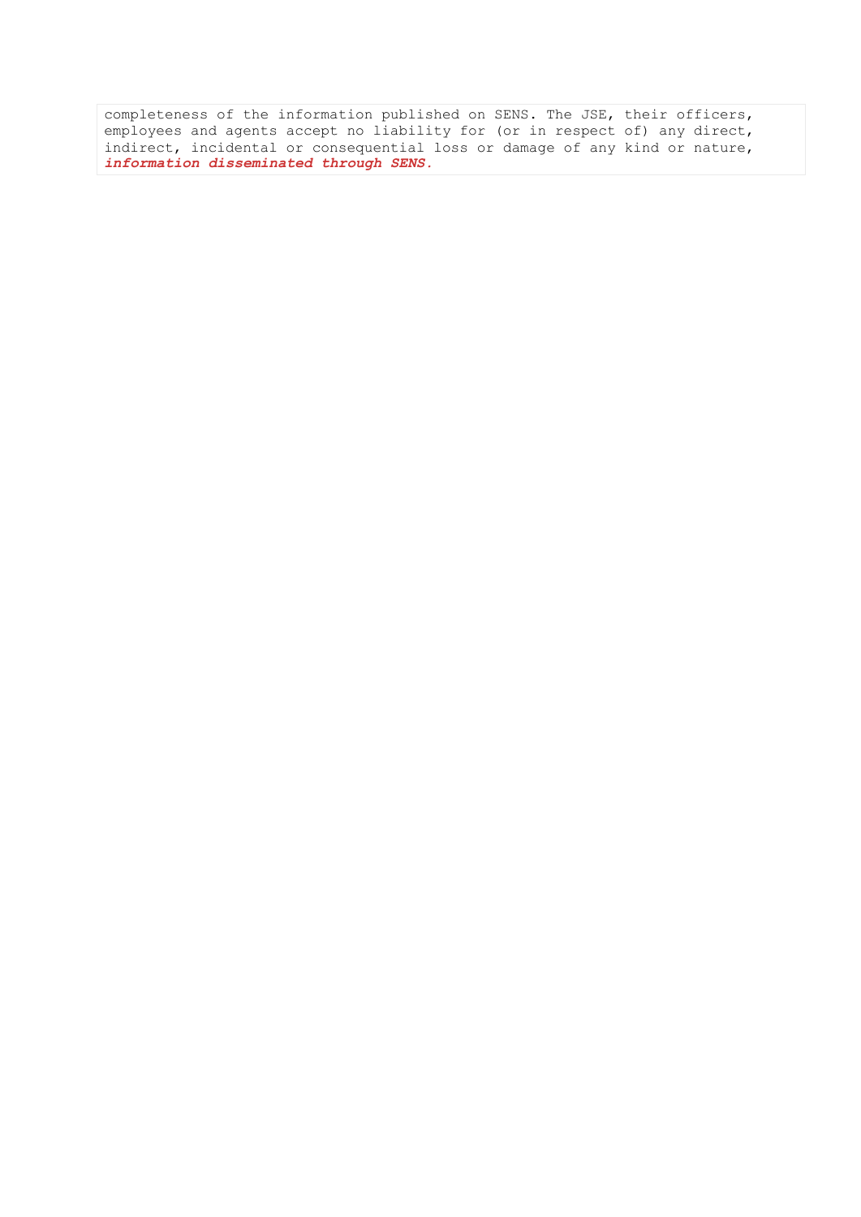completeness of the information published on SENS. The JSE, their officers, employees and agents accept no liability for (or in respect of) any direct, indirect, incidental or consequential loss or damage of any kind or nature, ***information disseminated through SENS.***